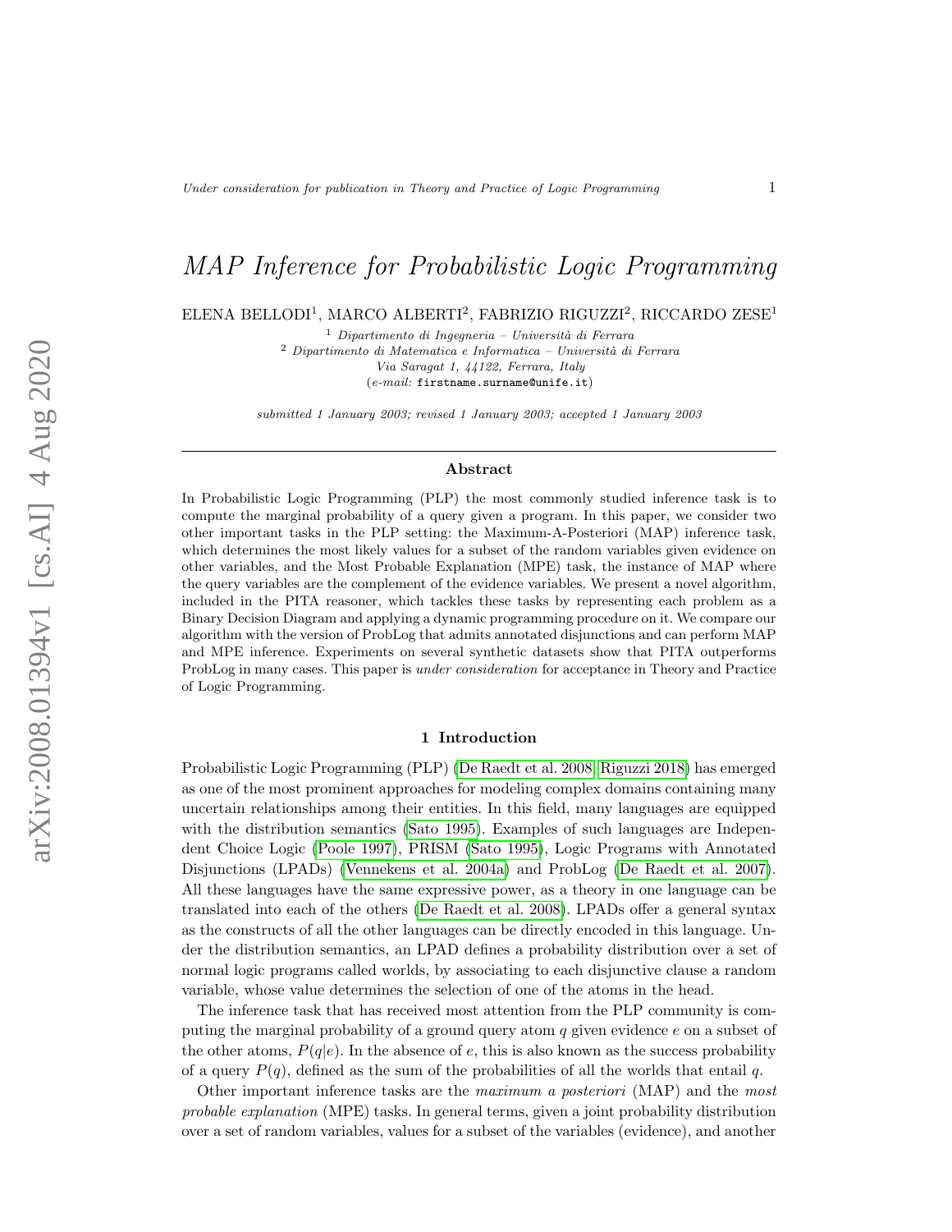# MAP Inference for Probabilistic Logic Programming

ELENA BELLODI[1], MARCO ALBERTI[2], FABRIZIO RIGUZZI[2], RICCARDO ZESE[1]

[1] *Dipartimento di Ingegneria – Università di Ferrara*

[2] *Dipartimento di Matematica e Informatica – Università di Ferrara*
*Via Saragat 1, 44122, Ferrara, Italy*
(*e-mail:* firstname.surname@unife.it)

*submitted 1 January 2003; revised 1 January 2003; accepted 1 January 2003*

## Abstract

In Probabilistic Logic Programming (PLP) the most commonly studied inference task is to compute the marginal probability of a query given a program. In this paper, we consider two other important tasks in the PLP setting: the Maximum-A-Posteriori (MAP) inference task, which determines the most likely values for a subset of the random variables given evidence on other variables, and the Most Probable Explanation (MPE) task, the instance of MAP where the query variables are the complement of the evidence variables. We present a novel algorithm, included in the PITA reasoner, which tackles these tasks by representing each problem as a Binary Decision Diagram and applying a dynamic programming procedure on it. We compare our algorithm with the version of ProbLog that admits annotated disjunctions and can perform MAP and MPE inference. Experiments on several synthetic datasets show that PITA outperforms ProbLog in many cases. This paper is *under consideration* for acceptance in Theory and Practice of Logic Programming.

## 1 Introduction

Probabilistic Logic Programming (PLP) (De Raedt et al. 2008; Riguzzi 2018) has emerged as one of the most prominent approaches for modeling complex domains containing many uncertain relationships among their entities. In this field, many languages are equipped with the distribution semantics (Sato 1995). Examples of such languages are Independent Choice Logic (Poole 1997), PRISM (Sato 1995), Logic Programs with Annotated Disjunctions (LPADs) (Vennekens et al. 2004a) and ProbLog (De Raedt et al. 2007). All these languages have the same expressive power, as a theory in one language can be translated into each of the others (De Raedt et al. 2008). LPADs offer a general syntax as the constructs of all the other languages can be directly encoded in this language. Under the distribution semantics, an LPAD defines a probability distribution over a set of normal logic programs called worlds, by associating to each disjunctive clause a random variable, whose value determines the selection of one of the atoms in the head.

The inference task that has received most attention from the PLP community is computing the marginal probability of a ground query atom $q$ given evidence $e$ on a subset of the other atoms, $P(q|e)$. In the absence of $e$, this is also known as the success probability of a query $P(q)$, defined as the sum of the probabilities of all the worlds that entail $q$.

Other important inference tasks are the *maximum a posteriori* (MAP) and the *most probable explanation* (MPE) tasks. In general terms, given a joint probability distribution over a set of random variables, values for a subset of the variables (evidence), and another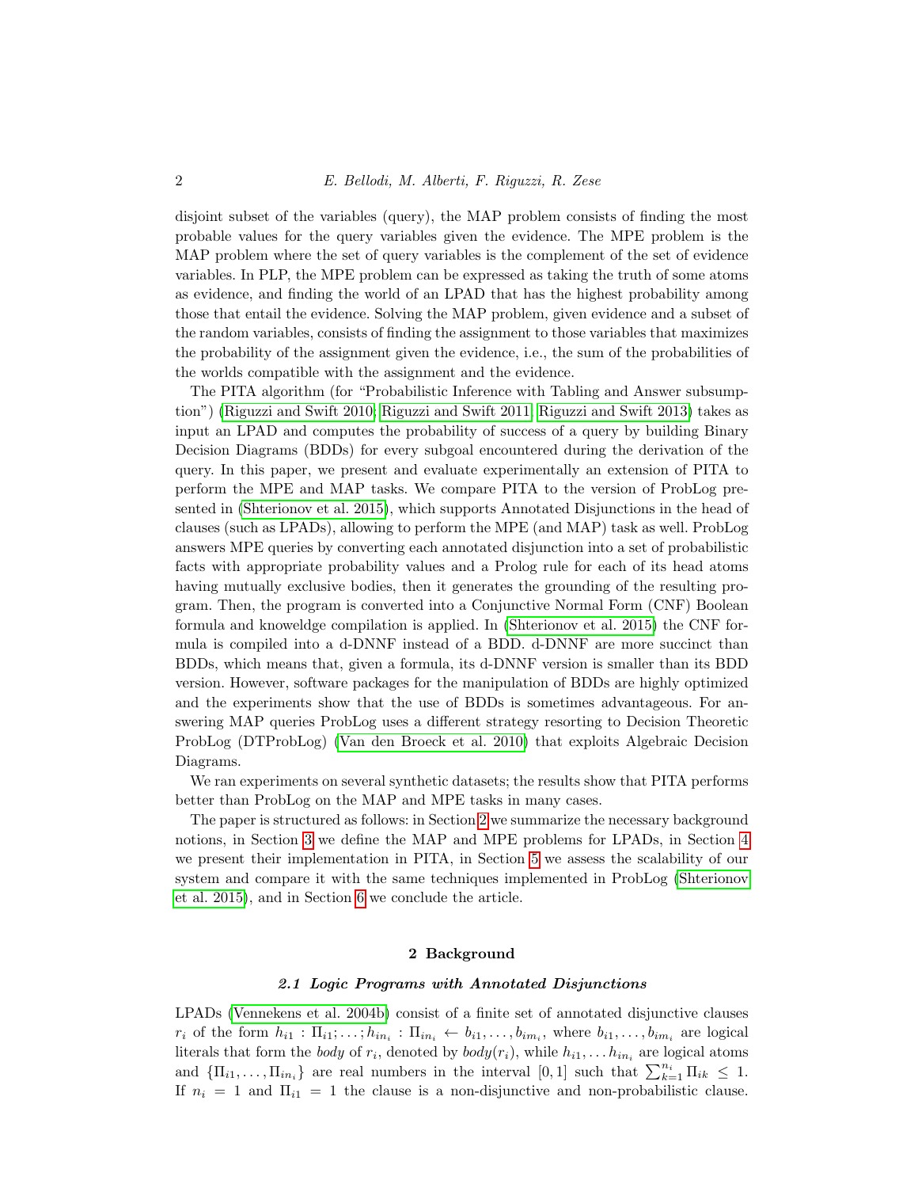disjoint subset of the variables (query), the MAP problem consists of finding the most probable values for the query variables given the evidence. The MPE problem is the MAP problem where the set of query variables is the complement of the set of evidence variables. In PLP, the MPE problem can be expressed as taking the truth of some atoms as evidence, and finding the world of an LPAD that has the highest probability among those that entail the evidence. Solving the MAP problem, given evidence and a subset of the random variables, consists of finding the assignment to those variables that maximizes the probability of the assignment given the evidence, i.e., the sum of the probabilities of the worlds compatible with the assignment and the evidence.

The PITA algorithm (for "Probabilistic Inference with Tabling and Answer subsumption") (Riguzzi and Swift 2010; Riguzzi and Swift 2011; Riguzzi and Swift 2013) takes as input an LPAD and computes the probability of success of a query by building Binary Decision Diagrams (BDDs) for every subgoal encountered during the derivation of the query. In this paper, we present and evaluate experimentally an extension of PITA to perform the MPE and MAP tasks. We compare PITA to the version of ProbLog presented in (Shterionov et al. 2015), which supports Annotated Disjunctions in the head of clauses (such as LPADs), allowing to perform the MPE (and MAP) task as well. ProbLog answers MPE queries by converting each annotated disjunction into a set of probabilistic facts with appropriate probability values and a Prolog rule for each of its head atoms having mutually exclusive bodies, then it generates the grounding of the resulting program. Then, the program is converted into a Conjunctive Normal Form (CNF) Boolean formula and knoweldge compilation is applied. In (Shterionov et al. 2015) the CNF formula is compiled into a d-DNNF instead of a BDD. d-DNNF are more succinct than BDDs, which means that, given a formula, its d-DNNF version is smaller than its BDD version. However, software packages for the manipulation of BDDs are highly optimized and the experiments show that the use of BDDs is sometimes advantageous. For answering MAP queries ProbLog uses a different strategy resorting to Decision Theoretic ProbLog (DTProbLog) (Van den Broeck et al. 2010) that exploits Algebraic Decision Diagrams.

We ran experiments on several synthetic datasets; the results show that PITA performs better than ProbLog on the MAP and MPE tasks in many cases.

The paper is structured as follows: in Section 2 we summarize the necessary background notions, in Section 3 we define the MAP and MPE problems for LPADs, in Section 4 we present their implementation in PITA, in Section 5 we assess the scalability of our system and compare it with the same techniques implemented in ProbLog (Shterionov et al. 2015), and in Section 6 we conclude the article.

## 2 Background

### 2.1 Logic Programs with Annotated Disjunctions

LPADs (Vennekens et al. 2004b) consist of a finite set of annotated disjunctive clauses $r_i$ of the form $h_{i1} : \Pi_{i1}; \ldots ; h_{in_i} : \Pi_{in_i} \leftarrow b_{i1}, \ldots , b_{im_i}$, where $b_{i1}, \ldots , b_{im_i}$ are logical literals that form the *body* of $r_i$, denoted by $body(r_i)$, while $h_{i1}, \ldots h_{in_i}$ are logical atoms and $\{\Pi_{i1}, \ldots , \Pi_{in_i}\}$ are real numbers in the interval $[0, 1]$ such that $\sum_{k=1}^{n_i} \Pi_{ik} \leq 1$. If $n_i = 1$ and $\Pi_{i1} = 1$ the clause is a non-disjunctive and non-probabilistic clause.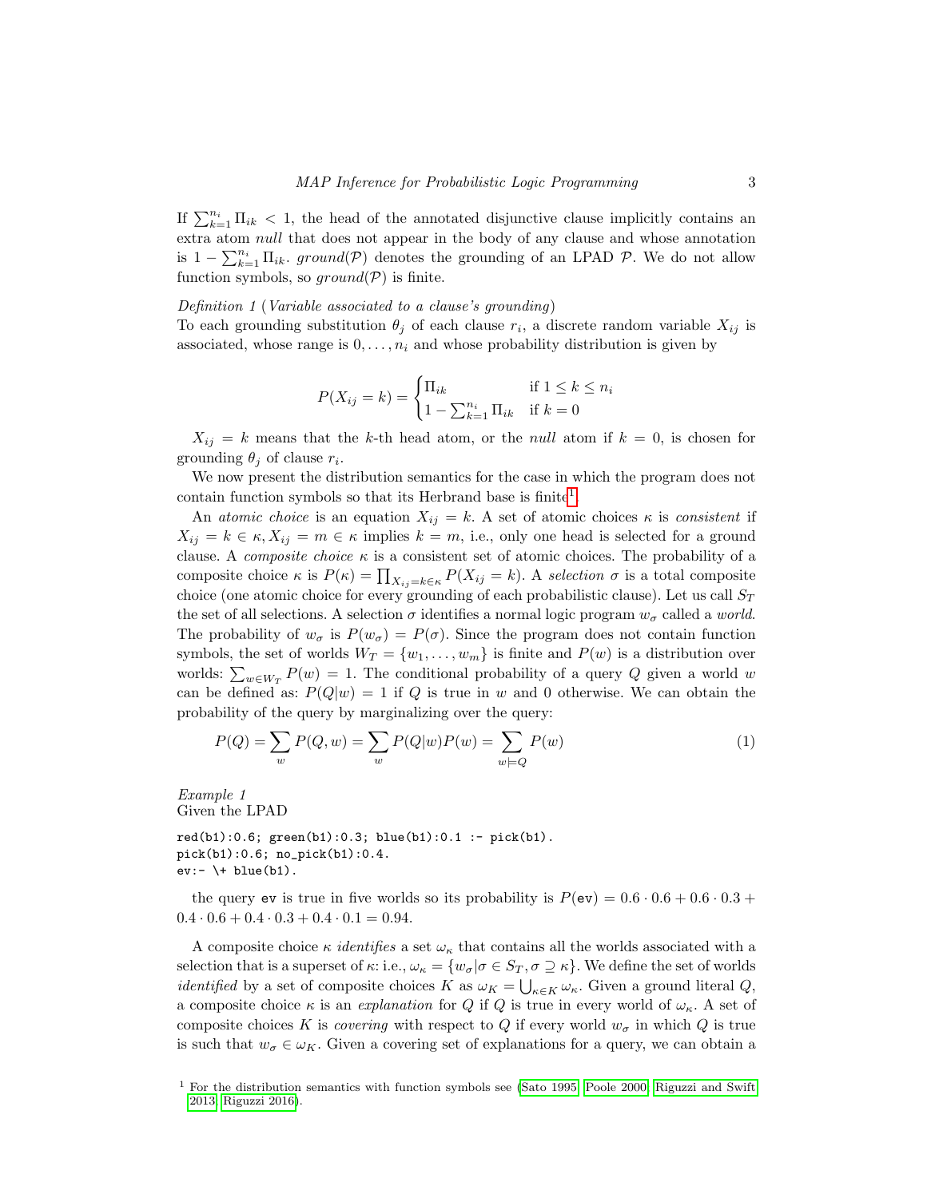If $\sum_{k=1}^{n_i} \Pi_{ik} < 1$, the head of the annotated disjunctive clause implicitly contains an extra atom *null* that does not appear in the body of any clause and whose annotation is $1 - \sum_{k=1}^{n_i} \Pi_{ik}$. $ground(\mathcal{P})$ denotes the grounding of an LPAD $\mathcal{P}$. We do not allow function symbols, so $ground(\mathcal{P})$ is finite.

*Definition 1* (*Variable associated to a clause's grounding*)
To each grounding substitution $\theta_j$ of each clause $r_i$, a discrete random variable $X_{ij}$ is associated, whose range is $0, \ldots, n_i$ and whose probability distribution is given by

$$P(X_{ij} = k) = \begin{cases} \Pi_{ik} & \text{if } 1 \leq k \leq n_i \\ 1 - \sum_{k=1}^{n_i} \Pi_{ik} & \text{if } k = 0 \end{cases}$$

$X_{ij} = k$ means that the $k$-th head atom, or the *null* atom if $k = 0$, is chosen for grounding $\theta_j$ of clause $r_i$.

We now present the distribution semantics for the case in which the program does not contain function symbols so that its Herbrand base is finite[1].

An *atomic choice* is an equation $X_{ij} = k$. A set of atomic choices $\kappa$ is *consistent* if $X_{ij} = k \in \kappa, X_{ij} = m \in \kappa$ implies $k = m$, i.e., only one head is selected for a ground clause. A *composite choice* $\kappa$ is a consistent set of atomic choices. The probability of a composite choice $\kappa$ is $P(\kappa) = \prod_{X_{ij}=k \in \kappa} P(X_{ij} = k)$. A *selection* $\sigma$ is a total composite choice (one atomic choice for every grounding of each probabilistic clause). Let us call $S_T$ the set of all selections. A selection $\sigma$ identifies a normal logic program $w_\sigma$ called a *world*. The probability of $w_\sigma$ is $P(w_\sigma) = P(\sigma)$. Since the program does not contain function symbols, the set of worlds $W_T = \{w_1, \ldots, w_m\}$ is finite and $P(w)$ is a distribution over worlds: $\sum_{w \in W_T} P(w) = 1$. The conditional probability of a query $Q$ given a world $w$ can be defined as: $P(Q|w) = 1$ if $Q$ is true in $w$ and 0 otherwise. We can obtain the probability of the query by marginalizing over the query:

$$P(Q) = \sum_w P(Q, w) = \sum_w P(Q|w)P(w) = \sum_{w \models Q} P(w) \tag{1}$$

*Example 1*
Given the LPAD

```
red(b1):0.6; green(b1):0.3; blue(b1):0.1 :- pick(b1).
pick(b1):0.6; no_pick(b1):0.4.
ev:- \+ blue(b1).
```

the query `ev` is true in five worlds so its probability is $P(\texttt{ev}) = 0.6 \cdot 0.6 + 0.6 \cdot 0.3 + 0.4 \cdot 0.6 + 0.4 \cdot 0.3 + 0.4 \cdot 0.1 = 0.94$.

A composite choice $\kappa$ *identifies* a set $\omega_\kappa$ that contains all the worlds associated with a selection that is a superset of $\kappa$: i.e., $\omega_\kappa = \{w_\sigma | \sigma \in S_T, \sigma \supseteq \kappa\}$. We define the set of worlds *identified* by a set of composite choices $K$ as $\omega_K = \bigcup_{\kappa \in K} \omega_\kappa$. Given a ground literal $Q$, a composite choice $\kappa$ is an *explanation* for $Q$ if $Q$ is true in every world of $\omega_\kappa$. A set of composite choices $K$ is *covering* with respect to $Q$ if every world $w_\sigma$ in which $Q$ is true is such that $w_\sigma \in \omega_K$. Given a covering set of explanations for a query, we can obtain a

[1] For the distribution semantics with function symbols see (Sato 1995; Poole 2000; Riguzzi and Swift 2013; Riguzzi 2016).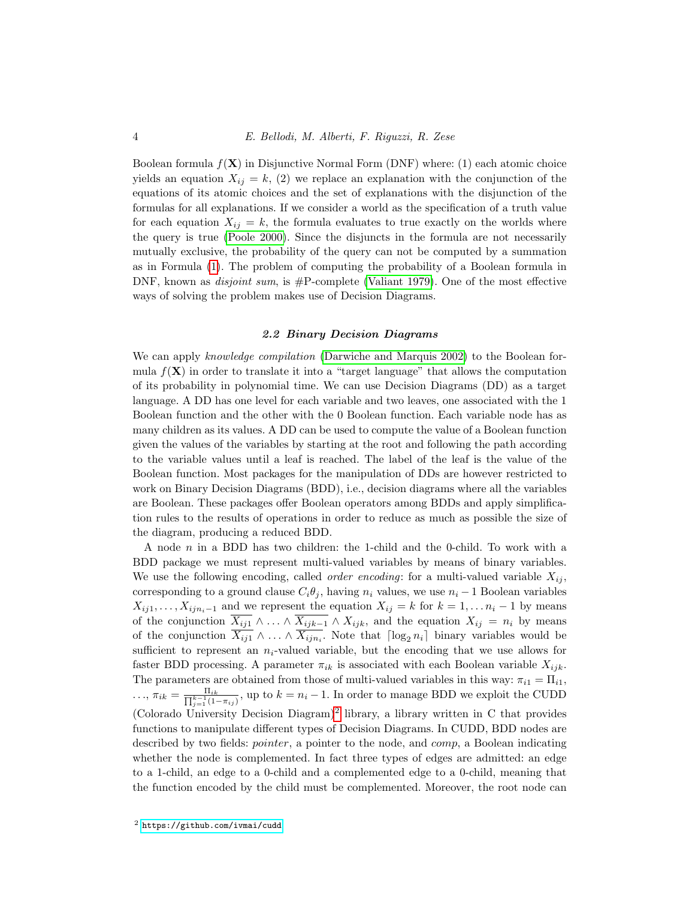Boolean formula $f(\mathbf{X})$ in Disjunctive Normal Form (DNF) where: (1) each atomic choice yields an equation $X_{ij} = k$, (2) we replace an explanation with the conjunction of the equations of its atomic choices and the set of explanations with the disjunction of the formulas for all explanations. If we consider a world as the specification of a truth value for each equation $X_{ij} = k$, the formula evaluates to true exactly on the worlds where the query is true (Poole 2000). Since the disjuncts in the formula are not necessarily mutually exclusive, the probability of the query can not be computed by a summation as in Formula (1). The problem of computing the probability of a Boolean formula in DNF, known as *disjoint sum*, is #P-complete (Valiant 1979). One of the most effective ways of solving the problem makes use of Decision Diagrams.

### 2.2 Binary Decision Diagrams

We can apply *knowledge compilation* (Darwiche and Marquis 2002) to the Boolean formula $f(\mathbf{X})$ in order to translate it into a "target language" that allows the computation of its probability in polynomial time. We can use Decision Diagrams (DD) as a target language. A DD has one level for each variable and two leaves, one associated with the 1 Boolean function and the other with the 0 Boolean function. Each variable node has as many children as its values. A DD can be used to compute the value of a Boolean function given the values of the variables by starting at the root and following the path according to the variable values until a leaf is reached. The label of the leaf is the value of the Boolean function. Most packages for the manipulation of DDs are however restricted to work on Binary Decision Diagrams (BDD), i.e., decision diagrams where all the variables are Boolean. These packages offer Boolean operators among BDDs and apply simplification rules to the results of operations in order to reduce as much as possible the size of the diagram, producing a reduced BDD.

A node $n$ in a BDD has two children: the 1-child and the 0-child. To work with a BDD package we must represent multi-valued variables by means of binary variables. We use the following encoding, called *order encoding*: for a multi-valued variable $X_{ij}$, corresponding to a ground clause $C_i\theta_j$, having $n_i$ values, we use $n_i - 1$ Boolean variables $X_{ij1}, \ldots, X_{ijn_i-1}$ and we represent the equation $X_{ij} = k$ for $k = 1, \ldots n_i - 1$ by means of the conjunction $\overline{X_{ij1}} \wedge \ldots \wedge \overline{X_{ijk-1}} \wedge X_{ijk}$, and the equation $X_{ij} = n_i$ by means of the conjunction $\overline{X_{ij1}} \wedge \ldots \wedge \overline{X_{ijn_i}}$. Note that $\lceil \log_2 n_i \rceil$ binary variables would be sufficient to represent an $n_i$-valued variable, but the encoding that we use allows for faster BDD processing. A parameter $\pi_{ik}$ is associated with each Boolean variable $X_{ijk}$. The parameters are obtained from those of multi-valued variables in this way: $\pi_{i1} = \Pi_{i1}$, $\ldots$, $\pi_{ik} = \frac{\Pi_{ik}}{\prod_{j=1}^{k-1}(1-\pi_{ij})}$, up to $k = n_i - 1$. In order to manage BDD we exploit the CUDD (Colorado University Decision Diagram)[2] library, a library written in C that provides functions to manipulate different types of Decision Diagrams. In CUDD, BDD nodes are described by two fields: *pointer*, a pointer to the node, and *comp*, a Boolean indicating whether the node is complemented. In fact three types of edges are admitted: an edge to a 1-child, an edge to a 0-child and a complemented edge to a 0-child, meaning that the function encoded by the child must be complemented. Moreover, the root node can

[2] https://github.com/ivmai/cudd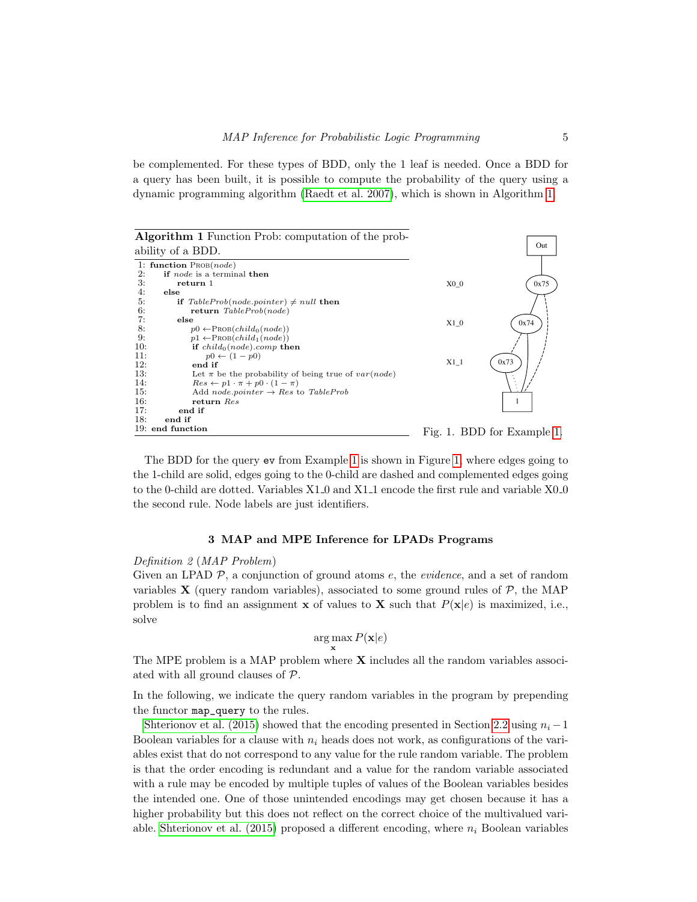be complemented. For these types of BDD, only the 1 leaf is needed. Once a BDD for a query has been built, it is possible to compute the probability of the query using a dynamic programming algorithm (Raedt et al. 2007), which is shown in Algorithm 1.

**Algorithm 1** Function Prob: computation of the probability of a BDD.

```
1: function PROB(node)
2:     if node is a terminal then
3:         return 1
4:     else
5:         if TableProb(node.pointer) ≠ null then
6:             return TableProb(node)
7:         else
8:             p0 ← PROB(child_0(node))
9:             p1 ← PROB(child_1(node))
10:            if child_0(node).comp then
11:                p0 ← (1 − p0)
12:            end if
13:            Let π be the probability of being true of var(node)
14:            Res ← p1 · π + p0 · (1 − π)
15:            Add node.pointer → Res to TableProb
16:            return Res
17:        end if
18:    end if
19: end function
```

Fig. 1. BDD for Example 1.

The BDD for the query `ev` from Example 1 is shown in Figure 1, where edges going to the 1-child are solid, edges going to the 0-child are dashed and complemented edges going to the 0-child are dotted. Variables X1_0 and X1_1 encode the first rule and variable X0_0 the second rule. Node labels are just identifiers.

## 3 MAP and MPE Inference for LPADs Programs

*Definition 2* (*MAP Problem*)
Given an LPAD $\mathcal{P}$, a conjunction of ground atoms $e$, the *evidence*, and a set of random variables $\mathbf{X}$ (query random variables), associated to some ground rules of $\mathcal{P}$, the MAP problem is to find an assignment $\mathbf{x}$ of values to $\mathbf{X}$ such that $P(\mathbf{x}|e)$ is maximized, i.e., solve

$$\arg\max_{\mathbf{x}} P(\mathbf{x}|e)$$

The MPE problem is a MAP problem where $\mathbf{X}$ includes all the random variables associated with all ground clauses of $\mathcal{P}$.

In the following, we indicate the query random variables in the program by prepending the functor `map_query` to the rules.

Shterionov et al. (2015) showed that the encoding presented in Section 2.2 using $n_i - 1$ Boolean variables for a clause with $n_i$ heads does not work, as configurations of the variables exist that do not correspond to any value for the rule random variable. The problem is that the order encoding is redundant and a value for the random variable associated with a rule may be encoded by multiple tuples of values of the Boolean variables besides the intended one. One of those unintended encodings may get chosen because it has a higher probability but this does not reflect on the correct choice of the multivalued variable. Shterionov et al. (2015) proposed a different encoding, where $n_i$ Boolean variables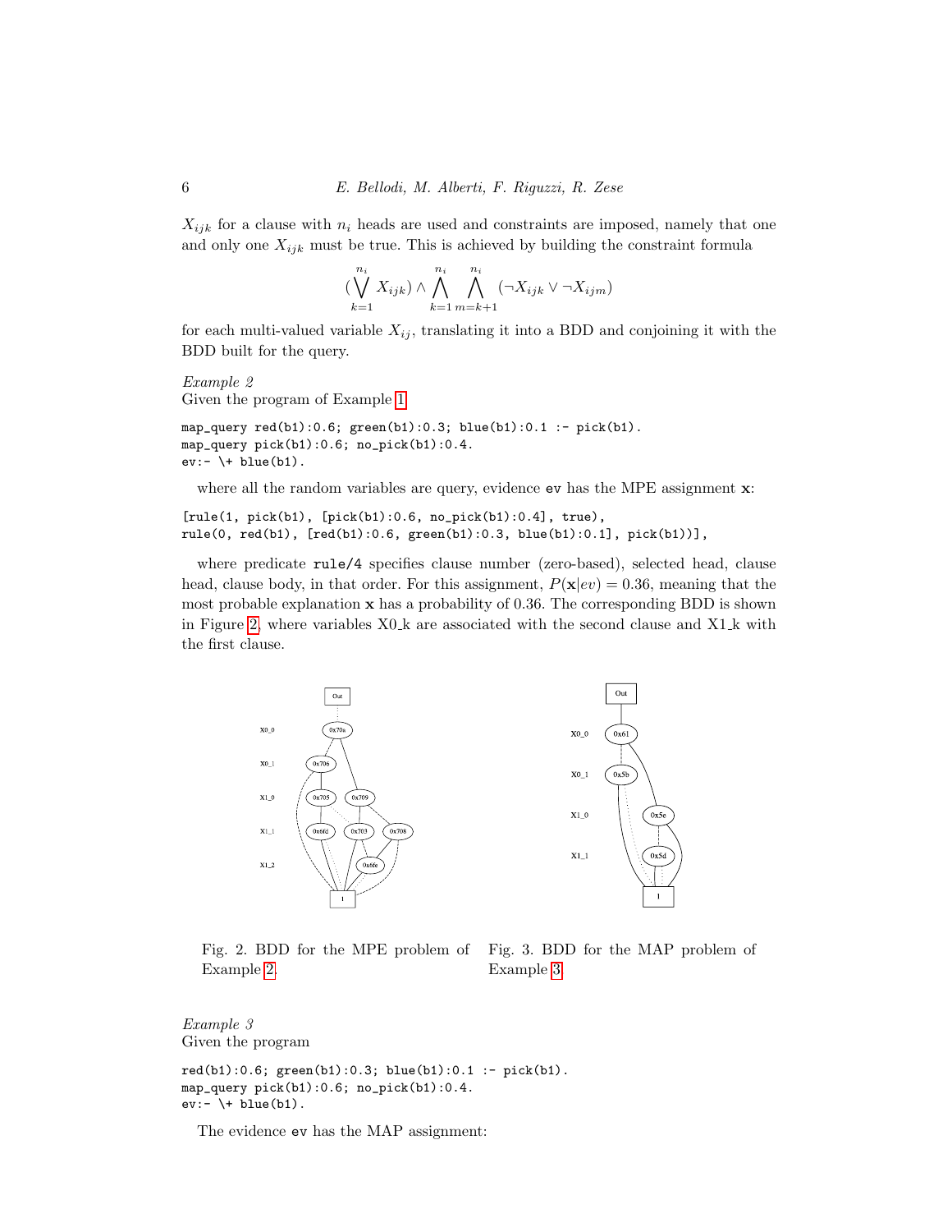$X_{ijk}$ for a clause with $n_i$ heads are used and constraints are imposed, namely that one and only one $X_{ijk}$ must be true. This is achieved by building the constraint formula

$$(\bigvee_{k=1}^{n_i} X_{ijk}) \wedge \bigwedge_{k=1}^{n_i} \bigwedge_{m=k+1}^{n_i} (\neg X_{ijk} \vee \neg X_{ijm})$$

for each multi-valued variable $X_{ij}$, translating it into a BDD and conjoining it with the BDD built for the query.

*Example 2*
Given the program of Example 1

```
map_query red(b1):0.6; green(b1):0.3; blue(b1):0.1 :- pick(b1).
map_query pick(b1):0.6; no_pick(b1):0.4.
ev:- \+ blue(b1).
```

where all the random variables are query, evidence `ev` has the MPE assignment $\mathbf{x}$:

```
[rule(1, pick(b1), [pick(b1):0.6, no_pick(b1):0.4], true),
rule(0, red(b1), [red(b1):0.6, green(b1):0.3, blue(b1):0.1], pick(b1))],
```

where predicate `rule/4` specifies clause number (zero-based), selected head, clause head, clause body, in that order. For this assignment, $P(\mathbf{x}|ev) = 0.36$, meaning that the most probable explanation $\mathbf{x}$ has a probability of 0.36. The corresponding BDD is shown in Figure 2, where variables X0_k are associated with the second clause and X1_k with the first clause.

Fig. 2. BDD for the MPE problem of Example 2.

Fig. 3. BDD for the MAP problem of Example 3.

*Example 3*
Given the program

```
red(b1):0.6; green(b1):0.3; blue(b1):0.1 :- pick(b1).
map_query pick(b1):0.6; no_pick(b1):0.4.
ev:- \+ blue(b1).
```

The evidence `ev` has the MAP assignment: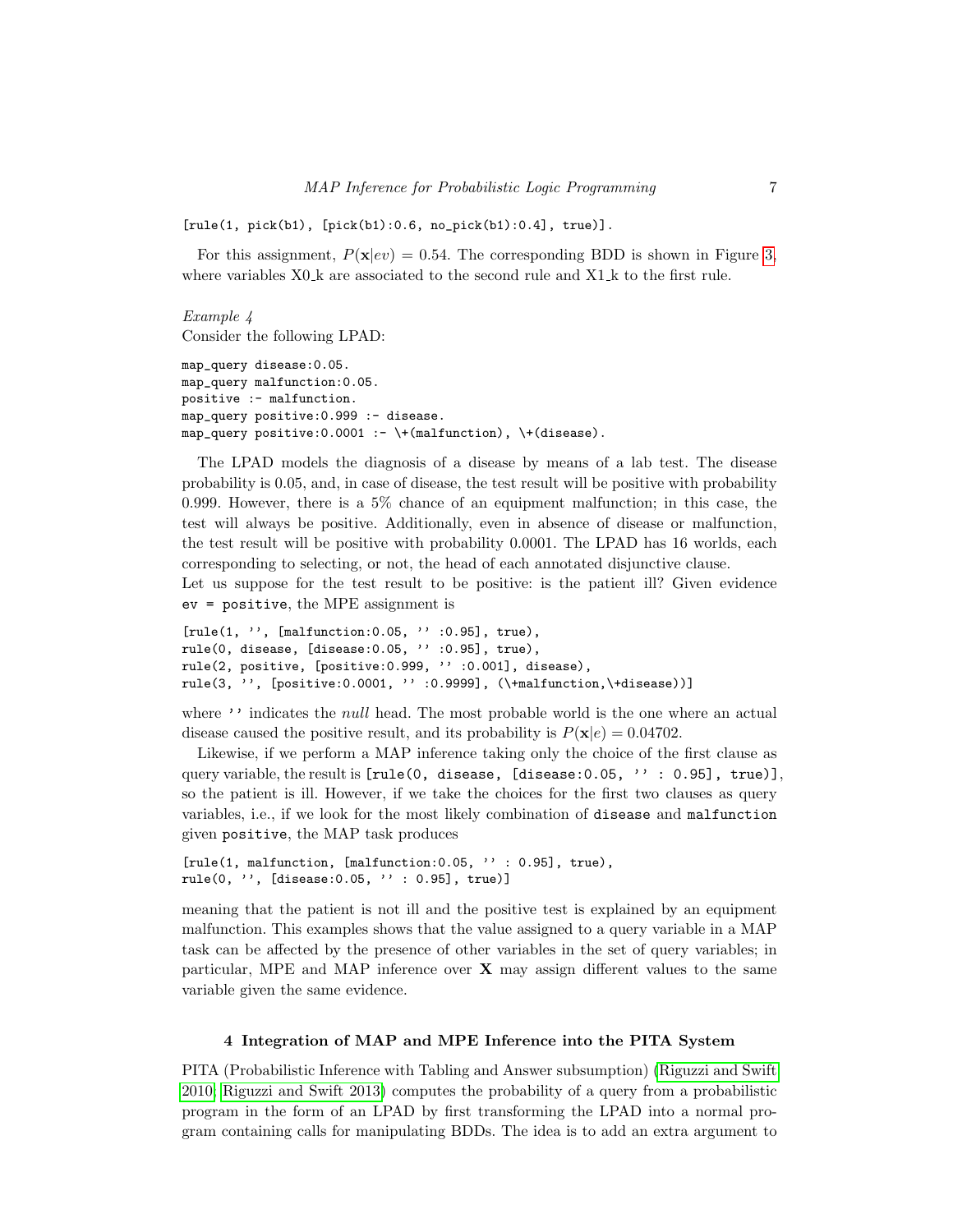```
[rule(1, pick(b1), [pick(b1):0.6, no_pick(b1):0.4], true)].
```

For this assignment, $P(\mathbf{x}|ev) = 0.54$. The corresponding BDD is shown in Figure 3, where variables X0_k are associated to the second rule and X1_k to the first rule.

*Example 4*
Consider the following LPAD:

```
map_query disease:0.05.
map_query malfunction:0.05.
positive :- malfunction.
map_query positive:0.999 :- disease.
map_query positive:0.0001 :- \+(malfunction), \+(disease).
```

The LPAD models the diagnosis of a disease by means of a lab test. The disease probability is 0.05, and, in case of disease, the test result will be positive with probability 0.999. However, there is a 5% chance of an equipment malfunction; in this case, the test will always be positive. Additionally, even in absence of disease or malfunction, the test result will be positive with probability 0.0001. The LPAD has 16 worlds, each corresponding to selecting, or not, the head of each annotated disjunctive clause.
Let us suppose for the test result to be positive: is the patient ill? Given evidence `ev = positive`, the MPE assignment is

```
[rule(1, '', [malfunction:0.05, '' :0.95], true),
rule(0, disease, [disease:0.05, '' :0.95], true),
rule(2, positive, [positive:0.999, '' :0.001], disease),
rule(3, '', [positive:0.0001, '' :0.9999], (\+malfunction,\+disease))]
```

where `''` indicates the *null* head. The most probable world is the one where an actual disease caused the positive result, and its probability is $P(\mathbf{x}|e) = 0.04702$.

Likewise, if we perform a MAP inference taking only the choice of the first clause as query variable, the result is `[rule(0, disease, [disease:0.05, '' : 0.95], true)]`, so the patient is ill. However, if we take the choices for the first two clauses as query variables, i.e., if we look for the most likely combination of `disease` and `malfunction` given `positive`, the MAP task produces

```
[rule(1, malfunction, [malfunction:0.05, '' : 0.95], true),
rule(0, '', [disease:0.05, '' : 0.95], true)]
```

meaning that the patient is not ill and the positive test is explained by an equipment malfunction. This examples shows that the value assigned to a query variable in a MAP task can be affected by the presence of other variables in the set of query variables; in particular, MPE and MAP inference over $\mathbf{X}$ may assign different values to the same variable given the same evidence.

## 4 Integration of MAP and MPE Inference into the PITA System

PITA (Probabilistic Inference with Tabling and Answer subsumption) (Riguzzi and Swift 2010; Riguzzi and Swift 2013) computes the probability of a query from a probabilistic program in the form of an LPAD by first transforming the LPAD into a normal program containing calls for manipulating BDDs. The idea is to add an extra argument to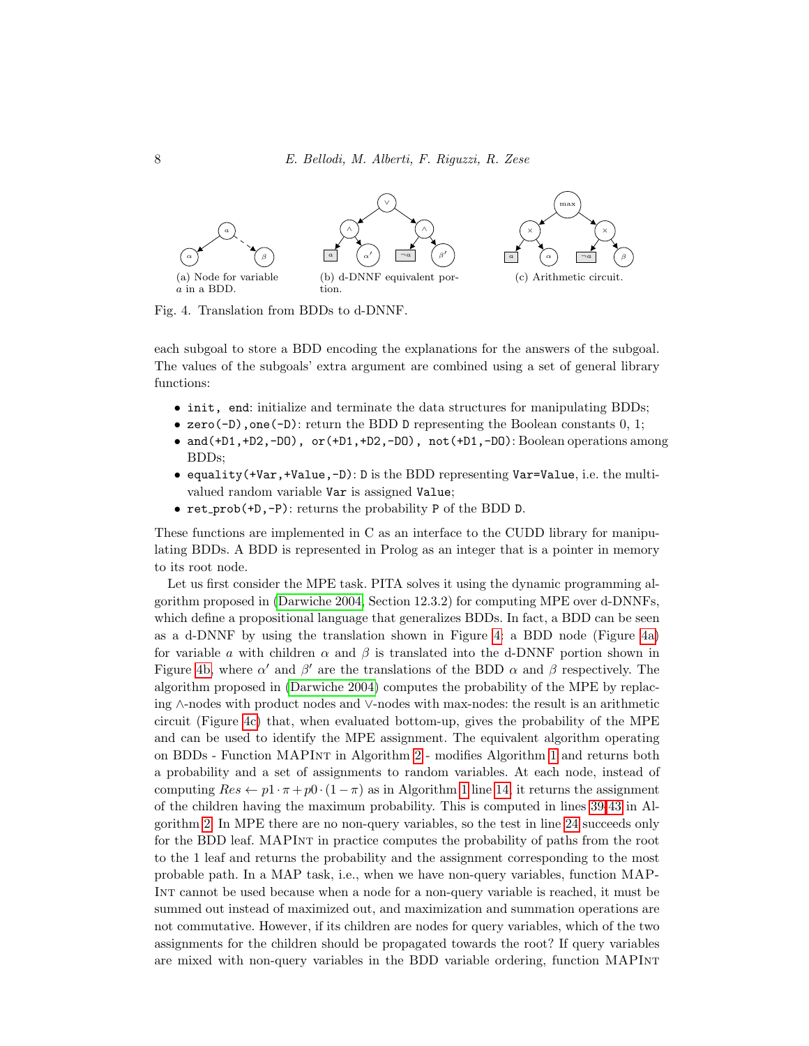(a) Node for variable $a$ in a BDD.

(b) d-DNNF equivalent portion.

(c) Arithmetic circuit.

Fig. 4. Translation from BDDs to d-DNNF.

each subgoal to store a BDD encoding the explanations for the answers of the subgoal. The values of the subgoals' extra argument are combined using a set of general library functions:

- `init`, `end`: initialize and terminate the data structures for manipulating BDDs;
- `zero(-D)`,`one(-D)`: return the BDD `D` representing the Boolean constants 0, 1;
- `and(+D1,+D2,-DO)`, `or(+D1,+D2,-DO)`, `not(+D1,-DO)`: Boolean operations among BDDs;
- `equality(+Var,+Value,-D)`: `D` is the BDD representing `Var=Value`, i.e. the multi-valued random variable `Var` is assigned `Value`;
- `ret_prob(+D,-P)`: returns the probability `P` of the BDD `D`.

These functions are implemented in C as an interface to the CUDD library for manipulating BDDs. A BDD is represented in Prolog as an integer that is a pointer in memory to its root node.

Let us first consider the MPE task. PITA solves it using the dynamic programming algorithm proposed in (Darwiche 2004, Section 12.3.2) for computing MPE over d-DNNFs, which define a propositional language that generalizes BDDs. In fact, a BDD can be seen as a d-DNNF by using the translation shown in Figure 4: a BDD node (Figure 4a) for variable $a$ with children $\alpha$ and $\beta$ is translated into the d-DNNF portion shown in Figure 4b, where $\alpha'$ and $\beta'$ are the translations of the BDD $\alpha$ and $\beta$ respectively. The algorithm proposed in (Darwiche 2004) computes the probability of the MPE by replacing $\wedge$-nodes with product nodes and $\vee$-nodes with max-nodes: the result is an arithmetic circuit (Figure 4c) that, when evaluated bottom-up, gives the probability of the MPE and can be used to identify the MPE assignment. The equivalent algorithm operating on BDDs - Function MAPINT in Algorithm 2 - modifies Algorithm 1 and returns both a probability and a set of assignments to random variables. At each node, instead of computing $Res \leftarrow p1 \cdot \pi + p0 \cdot (1 - \pi)$ as in Algorithm 1 line 14, it returns the assignment of the children having the maximum probability. This is computed in lines 39-43 in Algorithm 2. In MPE there are no non-query variables, so the test in line 24 succeeds only for the BDD leaf. MAPINT in practice computes the probability of paths from the root to the 1 leaf and returns the probability and the assignment corresponding to the most probable path. In a MAP task, i.e., when we have non-query variables, function MAPINT cannot be used because when a node for a non-query variable is reached, it must be summed out instead of maximized out, and maximization and summation operations are not commutative. However, if its children are nodes for query variables, which of the two assignments for the children should be propagated towards the root? If query variables are mixed with non-query variables in the BDD variable ordering, function MAPINT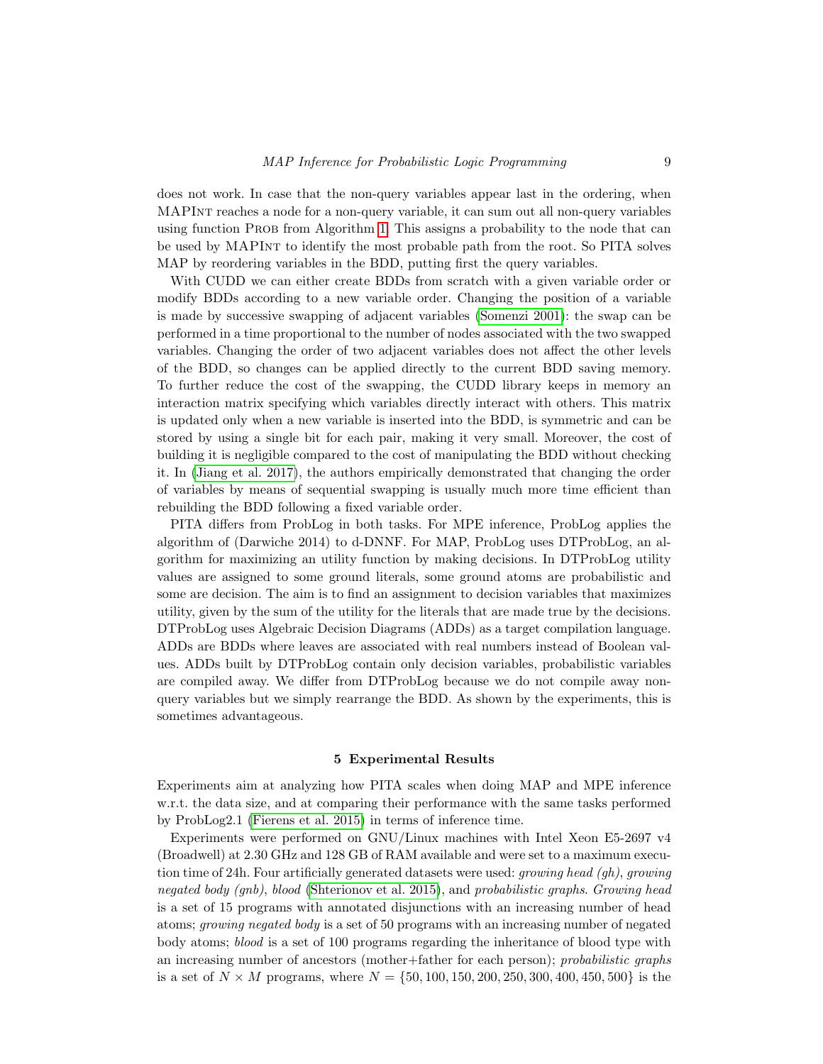does not work. In case that the non-query variables appear last in the ordering, when MAPInt reaches a node for a non-query variable, it can sum out all non-query variables using function Prob from Algorithm 1. This assigns a probability to the node that can be used by MAPInt to identify the most probable path from the root. So PITA solves MAP by reordering variables in the BDD, putting first the query variables.

With CUDD we can either create BDDs from scratch with a given variable order or modify BDDs according to a new variable order. Changing the position of a variable is made by successive swapping of adjacent variables (Somenzi 2001): the swap can be performed in a time proportional to the number of nodes associated with the two swapped variables. Changing the order of two adjacent variables does not affect the other levels of the BDD, so changes can be applied directly to the current BDD saving memory. To further reduce the cost of the swapping, the CUDD library keeps in memory an interaction matrix specifying which variables directly interact with others. This matrix is updated only when a new variable is inserted into the BDD, is symmetric and can be stored by using a single bit for each pair, making it very small. Moreover, the cost of building it is negligible compared to the cost of manipulating the BDD without checking it. In (Jiang et al. 2017), the authors empirically demonstrated that changing the order of variables by means of sequential swapping is usually much more time efficient than rebuilding the BDD following a fixed variable order.

PITA differs from ProbLog in both tasks. For MPE inference, ProbLog applies the algorithm of (Darwiche 2014) to d-DNNF. For MAP, ProbLog uses DTProbLog, an algorithm for maximizing an utility function by making decisions. In DTProbLog utility values are assigned to some ground literals, some ground atoms are probabilistic and some are decision. The aim is to find an assignment to decision variables that maximizes utility, given by the sum of the utility for the literals that are made true by the decisions. DTProbLog uses Algebraic Decision Diagrams (ADDs) as a target compilation language. ADDs are BDDs where leaves are associated with real numbers instead of Boolean values. ADDs built by DTProbLog contain only decision variables, probabilistic variables are compiled away. We differ from DTProbLog because we do not compile away non-query variables but we simply rearrange the BDD. As shown by the experiments, this is sometimes advantageous.

## 5 Experimental Results

Experiments aim at analyzing how PITA scales when doing MAP and MPE inference w.r.t. the data size, and at comparing their performance with the same tasks performed by ProbLog2.1 (Fierens et al. 2015) in terms of inference time.

Experiments were performed on GNU/Linux machines with Intel Xeon E5-2697 v4 (Broadwell) at 2.30 GHz and 128 GB of RAM available and were set to a maximum execution time of 24h. Four artificially generated datasets were used: *growing head (gh)*, *growing negated body (gnb)*, *blood* (Shterionov et al. 2015), and *probabilistic graphs*. *Growing head* is a set of 15 programs with annotated disjunctions with an increasing number of head atoms; *growing negated body* is a set of 50 programs with an increasing number of negated body atoms; *blood* is a set of 100 programs regarding the inheritance of blood type with an increasing number of ancestors (mother+father for each person); *probabilistic graphs* is a set of $N \times M$ programs, where $N = \{50, 100, 150, 200, 250, 300, 400, 450, 500\}$ is the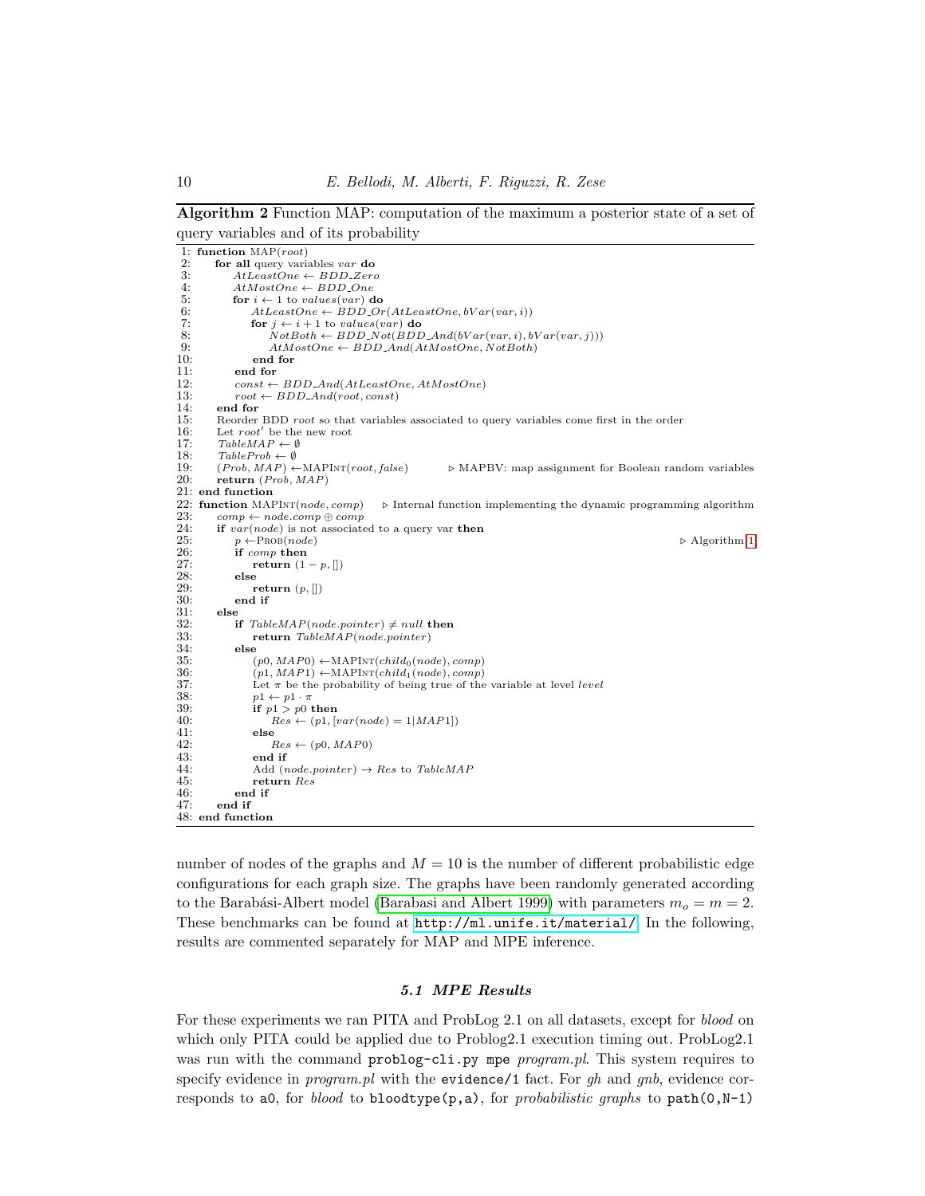**Algorithm 2** Function MAP: computation of the maximum a posterior state of a set of query variables and of its probability

```
1: function MAP(root)
2:    for all query variables var do
3:        AtLeastOne ← BDD_Zero
4:        AtMostOne ← BDD_One
5:        for i ← 1 to values(var) do
6:            AtLeastOne ← BDD_Or(AtLeastOne, bVar(var, i))
7:            for j ← i + 1 to values(var) do
8:                NotBoth ← BDD_Not(BDD_And(bVar(var, i), bVar(var, j)))
9:                AtMostOne ← BDD_And(AtMostOne, NotBoth)
10:           end for
11:       end for
12:       const ← BDD_And(AtLeastOne, AtMostOne)
13:       root ← BDD_And(root, const)
14:   end for
15:   Reorder BDD root so that variables associated to query variables come first in the order
16:   Let root' be the new root
17:   TableMAP ← ∅
18:   TableProb ← ∅
19:   (Prob, MAP) ← MAPInt(root, false)        ▷ MAPBV: map assignment for Boolean random variables
20:   return (Prob, MAP)
21: end function
22: function MAPInt(node, comp)    ▷ Internal function implementing the dynamic programming algorithm
23:   comp ← node.comp ⊕ comp
24:   if var(node) is not associated to a query var then
25:       p ← Prob(node)                                                        ▷ Algorithm 1
26:       if comp then
27:           return (1 − p, [])
28:       else
29:           return (p, [])
30:       end if
31:   else
32:       if TableMAP(node.pointer) ≠ null then
33:           return TableMAP(node.pointer)
34:       else
35:           (p0, MAP0) ← MAPInt(child_0(node), comp)
36:           (p1, MAP1) ← MAPInt(child_1(node), comp)
37:           Let π be the probability of being true of the variable at level level
38:           p1 ← p1 · π
39:           if p1 > p0 then
40:               Res ← (p1, [var(node) = 1|MAP1])
41:           else
42:               Res ← (p0, MAP0)
43:           end if
44:           Add (node.pointer) → Res to TableMAP
45:           return Res
46:       end if
47:   end if
48: end function
```

number of nodes of the graphs and $M = 10$ is the number of different probabilistic edge configurations for each graph size. The graphs have been randomly generated according to the Barabási-Albert model (Barabasi and Albert 1999) with parameters $m_o = m = 2$. These benchmarks can be found at http://ml.unife.it/material/. In the following, results are commented separately for MAP and MPE inference.

### 5.1 MPE Results

For these experiments we ran PITA and ProbLog 2.1 on all datasets, except for *blood* on which only PITA could be applied due to Problog2.1 execution timing out. ProbLog2.1 was run with the command `problog-cli.py mpe` *program.pl*. This system requires to specify evidence in *program.pl* with the `evidence/1` fact. For *gh* and *gnb*, evidence corresponds to `a0`, for *blood* to `bloodtype(p,a)`, for *probabilistic graphs* to `path(0,N-1)`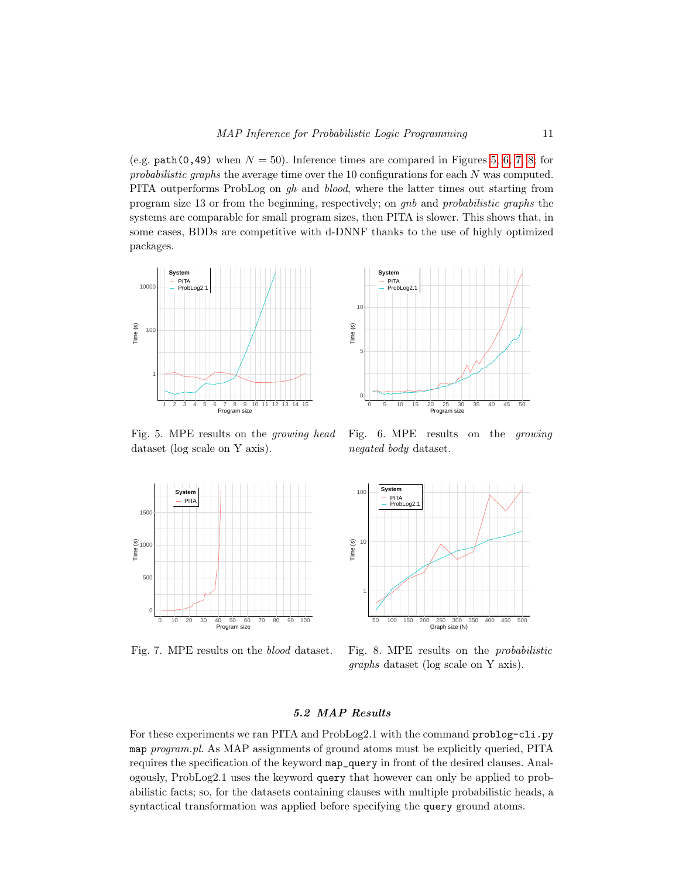(e.g. `path(0,49)` when $N = 50$). Inference times are compared in Figures 5, 6, 7, 8; for *probabilistic graphs* the average time over the 10 configurations for each $N$ was computed. PITA outperforms ProbLog on *gh* and *blood*, where the latter times out starting from program size 13 or from the beginning, respectively; on *gnb* and *probabilistic graphs* the systems are comparable for small program sizes, then PITA is slower. This shows that, in some cases, BDDs are competitive with d-DNNF thanks to the use of highly optimized packages.

Fig. 5. MPE results on the *growing head* dataset (log scale on Y axis).

Fig. 6. MPE results on the *growing negated body* dataset.

Fig. 7. MPE results on the *blood* dataset.

Fig. 8. MPE results on the *probabilistic graphs* dataset (log scale on Y axis).

### 5.2 MAP Results

For these experiments we ran PITA and ProbLog2.1 with the command `problog-cli.py map` *program.pl*. As MAP assignments of ground atoms must be explicitly queried, PITA requires the specification of the keyword `map_query` in front of the desired clauses. Analogously, ProbLog2.1 uses the keyword `query` that however can only be applied to probabilistic facts; so, for the datasets containing clauses with multiple probabilistic heads, a syntactical transformation was applied before specifying the `query` ground atoms.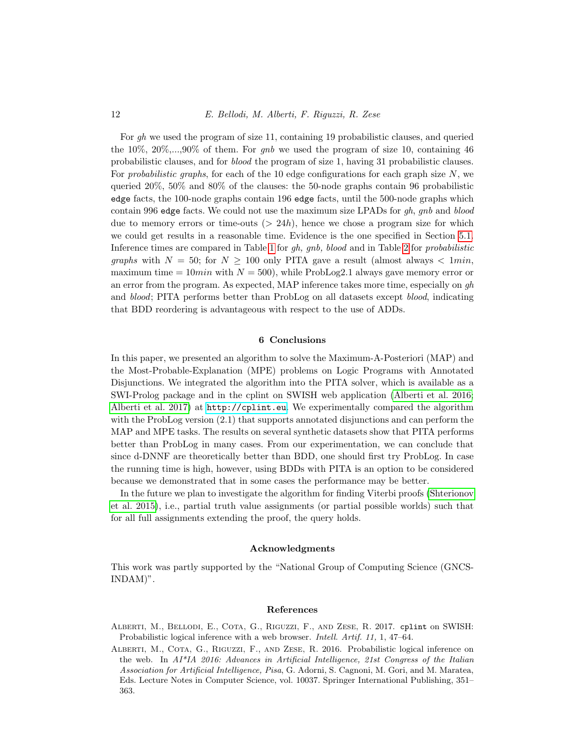For *gh* we used the program of size 11, containing 19 probabilistic clauses, and queried the 10%, 20%,...,90% of them. For *gnb* we used the program of size 10, containing 46 probabilistic clauses, and for *blood* the program of size 1, having 31 probabilistic clauses. For *probabilistic graphs*, for each of the 10 edge configurations for each graph size $N$, we queried 20%, 50% and 80% of the clauses: the 50-node graphs contain 96 probabilistic `edge` facts, the 100-node graphs contain 196 `edge` facts, until the 500-node graphs which contain 996 `edge` facts. We could not use the maximum size LPADs for *gh*, *gnb* and *blood* due to memory errors or time-outs ($> 24h$), hence we chose a program size for which we could get results in a reasonable time. Evidence is the one specified in Section 5.1. Inference times are compared in Table 1 for *gh, gnb, blood* and in Table 2 for *probabilistic graphs* with $N = 50$; for $N \geq 100$ only PITA gave a result (almost always $< 1min$, maximum time $= 10min$ with $N = 500$), while ProbLog2.1 always gave memory error or an error from the program. As expected, MAP inference takes more time, especially on *gh* and *blood*; PITA performs better than ProbLog on all datasets except *blood*, indicating that BDD reordering is advantageous with respect to the use of ADDs.

## 6 Conclusions

In this paper, we presented an algorithm to solve the Maximum-A-Posteriori (MAP) and the Most-Probable-Explanation (MPE) problems on Logic Programs with Annotated Disjunctions. We integrated the algorithm into the PITA solver, which is available as a SWI-Prolog package and in the cplint on SWISH web application (Alberti et al. 2016; Alberti et al. 2017) at `http://cplint.eu`. We experimentally compared the algorithm with the ProbLog version (2.1) that supports annotated disjunctions and can perform the MAP and MPE tasks. The results on several synthetic datasets show that PITA performs better than ProbLog in many cases. From our experimentation, we can conclude that since d-DNNF are theoretically better than BDD, one should first try ProbLog. In case the running time is high, however, using BDDs with PITA is an option to be considered because we demonstrated that in some cases the performance may be better.

In the future we plan to investigate the algorithm for finding Viterbi proofs (Shterionov et al. 2015), i.e., partial truth value assignments (or partial possible worlds) such that for all full assignments extending the proof, the query holds.

### Acknowledgments

This work was partly supported by the "National Group of Computing Science (GNCS-INDAM)".

### References

Alberti, M., Bellodi, E., Cota, G., Riguzzi, F., and Zese, R. 2017. `cplint` on SWISH: Probabilistic logical inference with a web browser. *Intell. Artif. 11,* 1, 47–64.

Alberti, M., Cota, G., Riguzzi, F., and Zese, R. 2016. Probabilistic logical inference on the web. In *AI\*IA 2016: Advances in Artificial Intelligence, 21st Congress of the Italian Association for Artificial Intelligence, Pisa*, G. Adorni, S. Cagnoni, M. Gori, and M. Maratea, Eds. Lecture Notes in Computer Science, vol. 10037. Springer International Publishing, 351–363.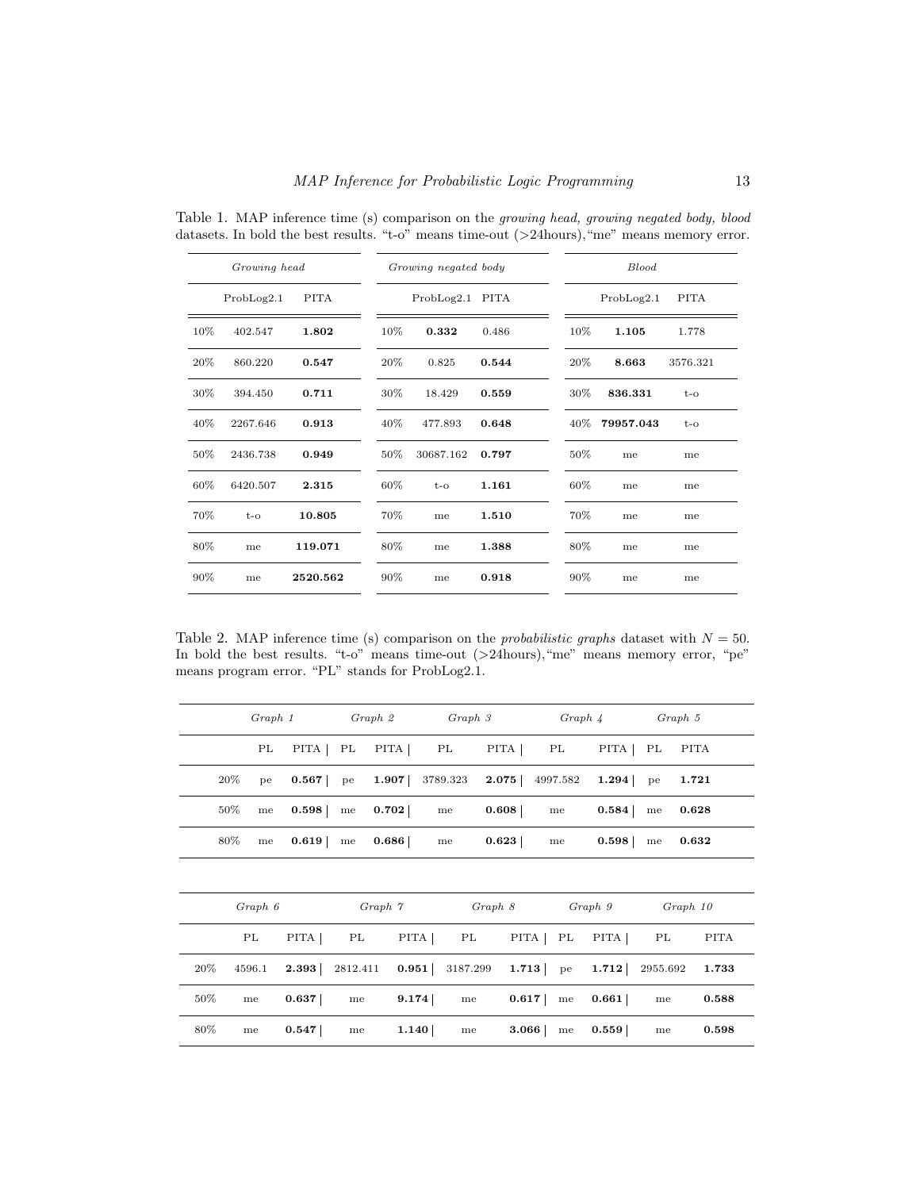Table 1. MAP inference time (s) comparison on the *growing head, growing negated body, blood* datasets. In bold the best results. "t-o" means time-out (>24hours),"me" means memory error.

| | *Growing head* | | | *Growing negated body* | | | *Blood* | |
|---|---|---|---|---|---|---|---|---|
| | ProbLog2.1 | PITA | | ProbLog2.1 | PITA | | ProbLog2.1 | PITA |
| 10% | 402.547 | **1.802** | 10% | **0.332** | 0.486 | 10% | **1.105** | 1.778 |
| 20% | 860.220 | **0.547** | 20% | 0.825 | **0.544** | 20% | **8.663** | 3576.321 |
| 30% | 394.450 | **0.711** | 30% | 18.429 | **0.559** | 30% | **836.331** | t-o |
| 40% | 2267.646 | **0.913** | 40% | 477.893 | **0.648** | 40% | **79957.043** | t-o |
| 50% | 2436.738 | **0.949** | 50% | 30687.162 | **0.797** | 50% | me | me |
| 60% | 6420.507 | **2.315** | 60% | t-o | **1.161** | 60% | me | me |
| 70% | t-o | **10.805** | 70% | me | **1.510** | 70% | me | me |
| 80% | me | **119.071** | 80% | me | **1.388** | 80% | me | me |
| 90% | me | **2520.562** | 90% | me | **0.918** | 90% | me | me |

Table 2. MAP inference time (s) comparison on the *probabilistic graphs* dataset with $N = 50$. In bold the best results. "t-o" means time-out (>24hours),"me" means memory error, "pe" means program error. "PL" stands for ProbLog2.1.

| | *Graph 1* | | *Graph 2* | | *Graph 3* | | *Graph 4* | | *Graph 5* | |
|---|---|---|---|---|---|---|---|---|---|---|
| | PL | PITA | PL | PITA | PL | PITA | PL | PITA | PL | PITA |
| 20% | pe | **0.567** | pe | **1.907** | 3789.323 | **2.075** | 4997.582 | **1.294** | pe | **1.721** |
| 50% | me | **0.598** | me | **0.702** | me | **0.608** | me | **0.584** | me | **0.628** |
| 80% | me | **0.619** | me | **0.686** | me | **0.623** | me | **0.598** | me | **0.632** |

| | *Graph 6* | | *Graph 7* | | *Graph 8* | | *Graph 9* | | *Graph 10* | |
|---|---|---|---|---|---|---|---|---|---|---|
| | PL | PITA | PL | PITA | PL | PITA | PL | PITA | PL | PITA |
| 20% | 4596.1 | **2.393** | 2812.411 | **0.951** | 3187.299 | **1.713** | pe | **1.712** | 2955.692 | **1.733** |
| 50% | me | **0.637** | me | **9.174** | me | **0.617** | me | **0.661** | me | **0.588** |
| 80% | me | **0.547** | me | **1.140** | me | **3.066** | me | **0.559** | me | **0.598** |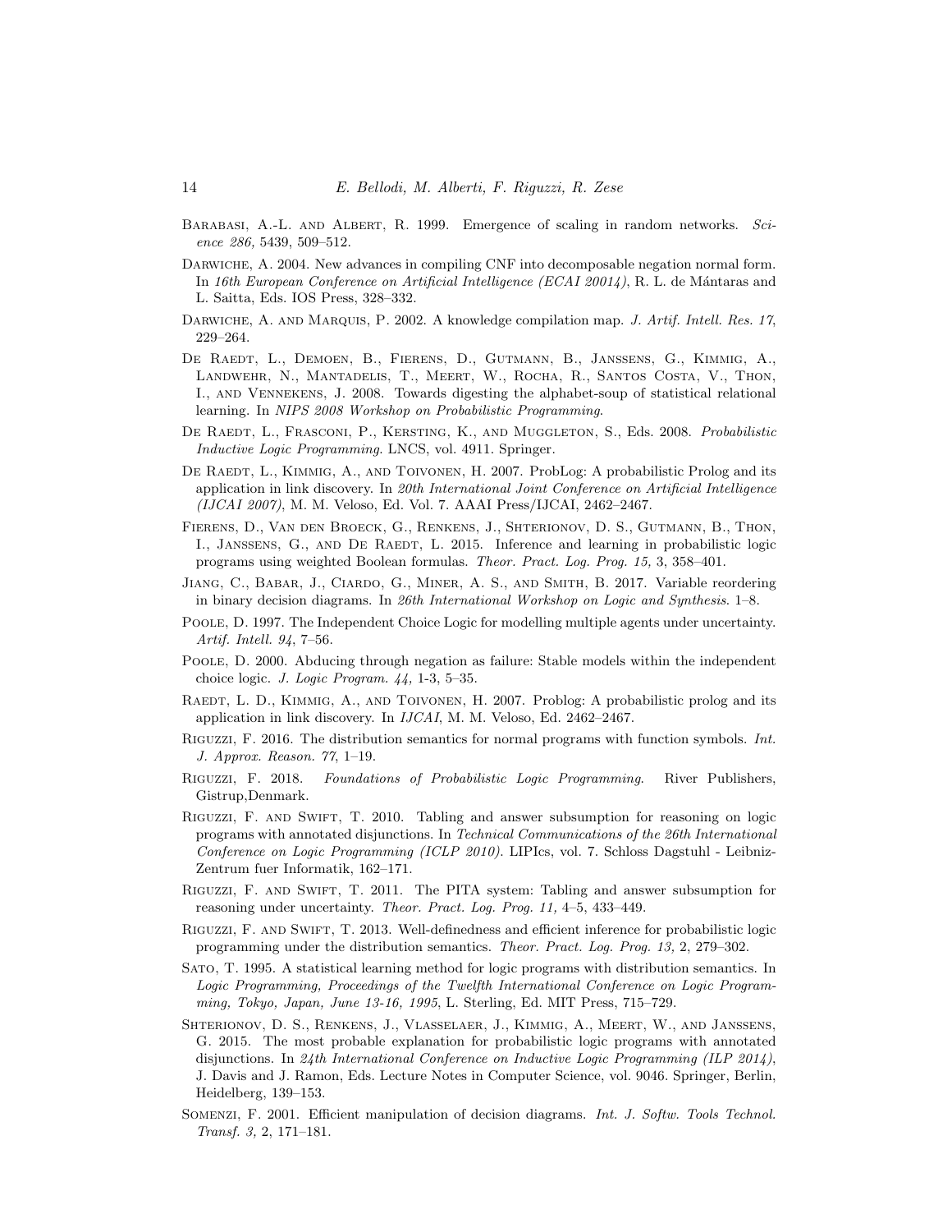Barabasi, A.-L. and Albert, R. 1999. Emergence of scaling in random networks. *Science 286,* 5439, 509–512.

Darwiche, A. 2004. New advances in compiling CNF into decomposable negation normal form. In *16th European Conference on Artificial Intelligence (ECAI 20014)*, R. L. de Mántaras and L. Saitta, Eds. IOS Press, 328–332.

Darwiche, A. and Marquis, P. 2002. A knowledge compilation map. *J. Artif. Intell. Res. 17*, 229–264.

De Raedt, L., Demoen, B., Fierens, D., Gutmann, B., Janssens, G., Kimmig, A., Landwehr, N., Mantadelis, T., Meert, W., Rocha, R., Santos Costa, V., Thon, I., and Vennekens, J. 2008. Towards digesting the alphabet-soup of statistical relational learning. In *NIPS 2008 Workshop on Probabilistic Programming*.

De Raedt, L., Frasconi, P., Kersting, K., and Muggleton, S., Eds. 2008. *Probabilistic Inductive Logic Programming.* LNCS, vol. 4911. Springer.

De Raedt, L., Kimmig, A., and Toivonen, H. 2007. ProbLog: A probabilistic Prolog and its application in link discovery. In *20th International Joint Conference on Artificial Intelligence (IJCAI 2007)*, M. M. Veloso, Ed. Vol. 7. AAAI Press/IJCAI, 2462–2467.

Fierens, D., Van den Broeck, G., Renkens, J., Shterionov, D. S., Gutmann, B., Thon, I., Janssens, G., and De Raedt, L. 2015. Inference and learning in probabilistic logic programs using weighted Boolean formulas. *Theor. Pract. Log. Prog. 15,* 3, 358–401.

Jiang, C., Babar, J., Ciardo, G., Miner, A. S., and Smith, B. 2017. Variable reordering in binary decision diagrams. In *26th International Workshop on Logic and Synthesis*. 1–8.

Poole, D. 1997. The Independent Choice Logic for modelling multiple agents under uncertainty. *Artif. Intell. 94*, 7–56.

Poole, D. 2000. Abducing through negation as failure: Stable models within the independent choice logic. *J. Logic Program. 44,* 1-3, 5–35.

Raedt, L. D., Kimmig, A., and Toivonen, H. 2007. Problog: A probabilistic prolog and its application in link discovery. In *IJCAI*, M. M. Veloso, Ed. 2462–2467.

Riguzzi, F. 2016. The distribution semantics for normal programs with function symbols. *Int. J. Approx. Reason. 77*, 1–19.

Riguzzi, F. 2018. *Foundations of Probabilistic Logic Programming*. River Publishers, Gistrup,Denmark.

Riguzzi, F. and Swift, T. 2010. Tabling and answer subsumption for reasoning on logic programs with annotated disjunctions. In *Technical Communications of the 26th International Conference on Logic Programming (ICLP 2010)*. LIPIcs, vol. 7. Schloss Dagstuhl - Leibniz-Zentrum fuer Informatik, 162–171.

Riguzzi, F. and Swift, T. 2011. The PITA system: Tabling and answer subsumption for reasoning under uncertainty. *Theor. Pract. Log. Prog. 11,* 4–5, 433–449.

Riguzzi, F. and Swift, T. 2013. Well-definedness and efficient inference for probabilistic logic programming under the distribution semantics. *Theor. Pract. Log. Prog. 13,* 2, 279–302.

Sato, T. 1995. A statistical learning method for logic programs with distribution semantics. In *Logic Programming, Proceedings of the Twelfth International Conference on Logic Programming, Tokyo, Japan, June 13-16, 1995*, L. Sterling, Ed. MIT Press, 715–729.

Shterionov, D. S., Renkens, J., Vlasselaer, J., Kimmig, A., Meert, W., and Janssens, G. 2015. The most probable explanation for probabilistic logic programs with annotated disjunctions. In *24th International Conference on Inductive Logic Programming (ILP 2014)*, J. Davis and J. Ramon, Eds. Lecture Notes in Computer Science, vol. 9046. Springer, Berlin, Heidelberg, 139–153.

Somenzi, F. 2001. Efficient manipulation of decision diagrams. *Int. J. Softw. Tools Technol. Transf. 3,* 2, 171–181.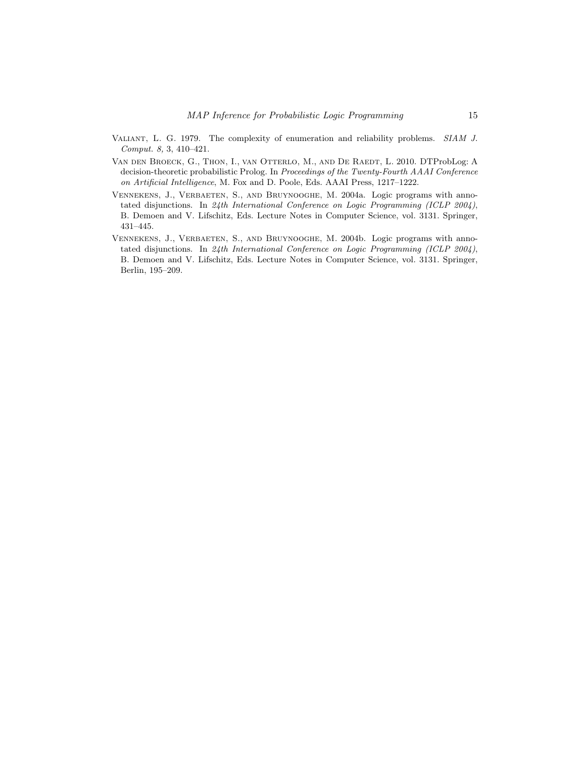Valiant, L. G. 1979. The complexity of enumeration and reliability problems. *SIAM J. Comput. 8,* 3, 410–421.

Van den Broeck, G., Thon, I., van Otterlo, M., and De Raedt, L. 2010. DTProbLog: A decision-theoretic probabilistic Prolog. In *Proceedings of the Twenty-Fourth AAAI Conference on Artificial Intelligence*, M. Fox and D. Poole, Eds. AAAI Press, 1217–1222.

Vennekens, J., Verbaeten, S., and Bruynooghe, M. 2004a. Logic programs with annotated disjunctions. In *24th International Conference on Logic Programming (ICLP 2004)*, B. Demoen and V. Lifschitz, Eds. Lecture Notes in Computer Science, vol. 3131. Springer, 431–445.

Vennekens, J., Verbaeten, S., and Bruynooghe, M. 2004b. Logic programs with annotated disjunctions. In *24th International Conference on Logic Programming (ICLP 2004)*, B. Demoen and V. Lifschitz, Eds. Lecture Notes in Computer Science, vol. 3131. Springer, Berlin, 195–209.